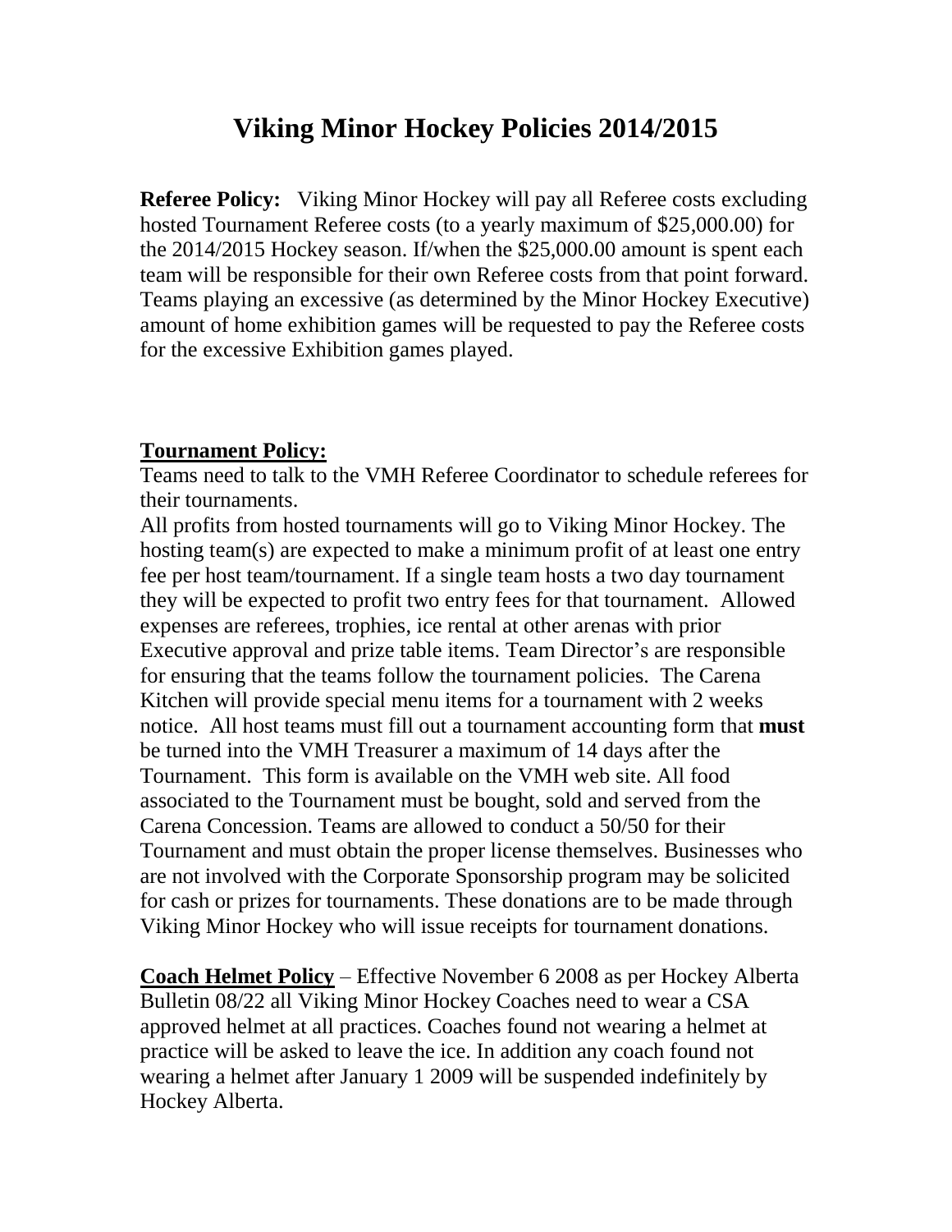# Viking Minor Hockey Policies 2014/2015

**Referee Policy:** Viking Minor Hockey will pay all Referee costs excluding hosted Tournament Referee costs (to a yearly maximum of $25,000.00) for the 2014/2015 Hockey season. If/when the $25,000.00 amount is spent each team will be responsible for their own Referee costs from that point forward. Teams playing an excessive (as determined by the Minor Hockey Executive) amount of home exhibition games will be requested to pay the Referee costs for the excessive Exhibition games played.

**Tournament Policy:**

Teams need to talk to the VMH Referee Coordinator to schedule referees for their tournaments.

All profits from hosted tournaments will go to Viking Minor Hockey. The hosting team(s) are expected to make a minimum profit of at least one entry fee per host team/tournament. If a single team hosts a two day tournament they will be expected to profit two entry fees for that tournament. Allowed expenses are referees, trophies, ice rental at other arenas with prior Executive approval and prize table items. Team Director's are responsible for ensuring that the teams follow the tournament policies. The Carena Kitchen will provide special menu items for a tournament with 2 weeks notice. All host teams must fill out a tournament accounting form that **must** be turned into the VMH Treasurer a maximum of 14 days after the Tournament. This form is available on the VMH web site. All food associated to the Tournament must be bought, sold and served from the Carena Concession. Teams are allowed to conduct a 50/50 for their Tournament and must obtain the proper license themselves. Businesses who are not involved with the Corporate Sponsorship program may be solicited for cash or prizes for tournaments. These donations are to be made through Viking Minor Hockey who will issue receipts for tournament donations.

**Coach Helmet Policy** – Effective November 6 2008 as per Hockey Alberta Bulletin 08/22 all Viking Minor Hockey Coaches need to wear a CSA approved helmet at all practices. Coaches found not wearing a helmet at practice will be asked to leave the ice. In addition any coach found not wearing a helmet after January 1 2009 will be suspended indefinitely by Hockey Alberta.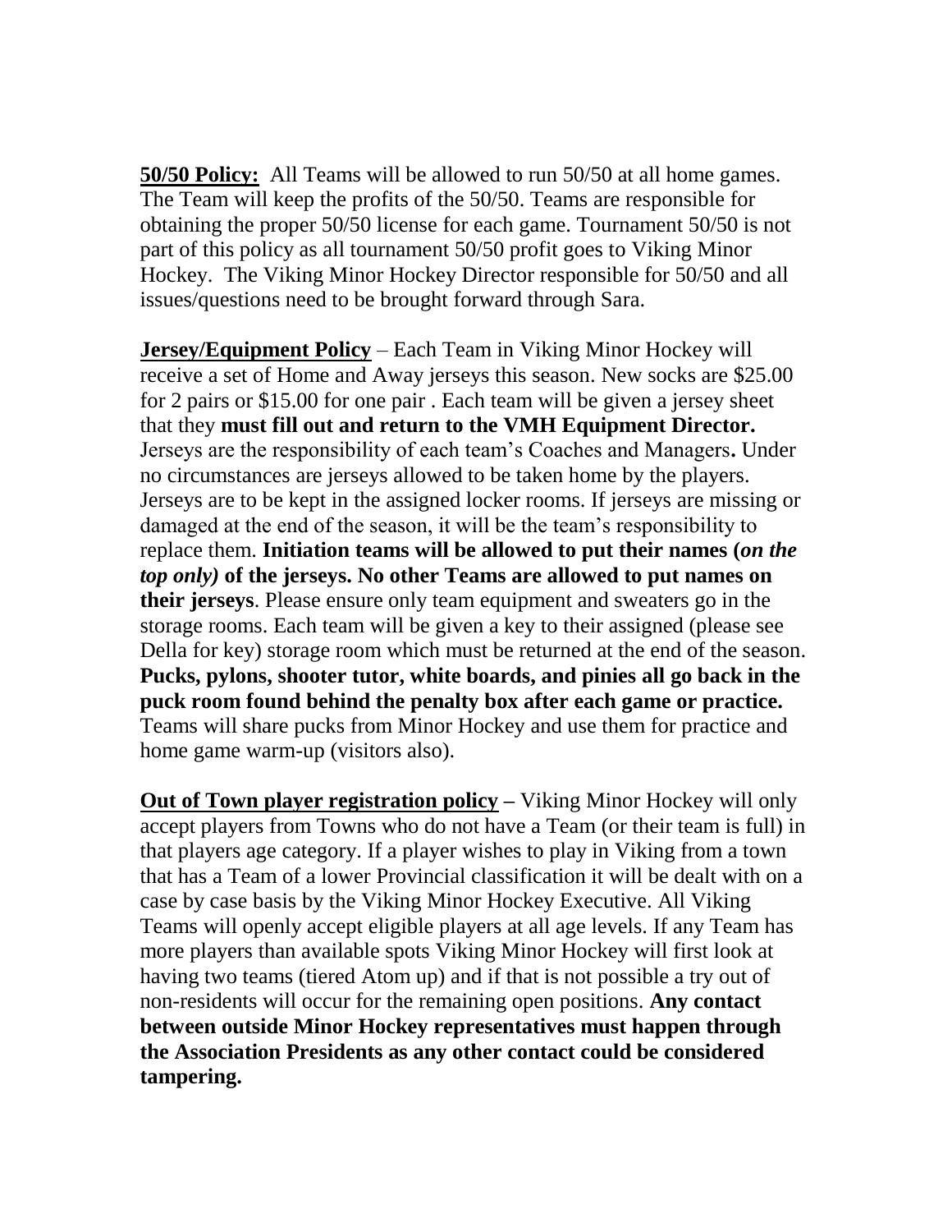**50/50 Policy:** All Teams will be allowed to run 50/50 at all home games. The Team will keep the profits of the 50/50. Teams are responsible for obtaining the proper 50/50 license for each game. Tournament 50/50 is not part of this policy as all tournament 50/50 profit goes to Viking Minor Hockey. The Viking Minor Hockey Director responsible for 50/50 and all issues/questions need to be brought forward through Sara.

**Jersey/Equipment Policy** – Each Team in Viking Minor Hockey will receive a set of Home and Away jerseys this season. New socks are $25.00 for 2 pairs or $15.00 for one pair . Each team will be given a jersey sheet that they **must fill out and return to the VMH Equipment Director.** Jerseys are the responsibility of each team's Coaches and Managers**.** Under no circumstances are jerseys allowed to be taken home by the players. Jerseys are to be kept in the assigned locker rooms. If jerseys are missing or damaged at the end of the season, it will be the team's responsibility to replace them. **Initiation teams will be allowed to put their names (*on the top only)* of the jerseys. No other Teams are allowed to put names on their jerseys**. Please ensure only team equipment and sweaters go in the storage rooms. Each team will be given a key to their assigned (please see Della for key) storage room which must be returned at the end of the season. **Pucks, pylons, shooter tutor, white boards, and pinies all go back in the puck room found behind the penalty box after each game or practice.** Teams will share pucks from Minor Hockey and use them for practice and home game warm-up (visitors also).

**Out of Town player registration policy –** Viking Minor Hockey will only accept players from Towns who do not have a Team (or their team is full) in that players age category. If a player wishes to play in Viking from a town that has a Team of a lower Provincial classification it will be dealt with on a case by case basis by the Viking Minor Hockey Executive. All Viking Teams will openly accept eligible players at all age levels. If any Team has more players than available spots Viking Minor Hockey will first look at having two teams (tiered Atom up) and if that is not possible a try out of non-residents will occur for the remaining open positions. **Any contact between outside Minor Hockey representatives must happen through the Association Presidents as any other contact could be considered tampering.**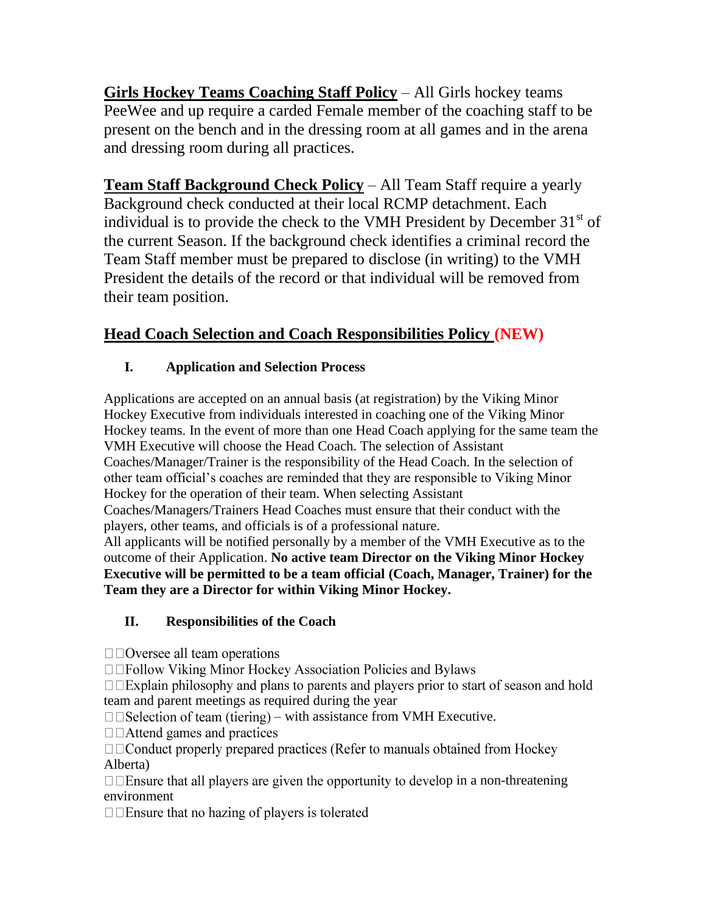**Girls Hockey Teams Coaching Staff Policy** – All Girls hockey teams PeeWee and up require a carded Female member of the coaching staff to be present on the bench and in the dressing room at all games and in the arena and dressing room during all practices.

**Team Staff Background Check Policy** – All Team Staff require a yearly Background check conducted at their local RCMP detachment. Each individual is to provide the check to the VMH President by December 31st of the current Season. If the background check identifies a criminal record the Team Staff member must be prepared to disclose (in writing) to the VMH President the details of the record or that individual will be removed from their team position.

## Head Coach Selection and Coach Responsibilities Policy (NEW)

### I. Application and Selection Process

Applications are accepted on an annual basis (at registration) by the Viking Minor Hockey Executive from individuals interested in coaching one of the Viking Minor Hockey teams. In the event of more than one Head Coach applying for the same team the VMH Executive will choose the Head Coach. The selection of Assistant Coaches/Manager/Trainer is the responsibility of the Head Coach. In the selection of other team official's coaches are reminded that they are responsible to Viking Minor Hockey for the operation of their team. When selecting Assistant Coaches/Managers/Trainers Head Coaches must ensure that their conduct with the players, other teams, and officials is of a professional nature.
All applicants will be notified personally by a member of the VMH Executive as to the outcome of their Application. **No active team Director on the Viking Minor Hockey Executive will be permitted to be a team official (Coach, Manager, Trainer) for the Team they are a Director for within Viking Minor Hockey.**

### II. Responsibilities of the Coach

- Oversee all team operations
- Follow Viking Minor Hockey Association Policies and Bylaws
- Explain philosophy and plans to parents and players prior to start of season and hold team and parent meetings as required during the year
- Selection of team (tiering) – with assistance from VMH Executive.
- Attend games and practices
- Conduct properly prepared practices (Refer to manuals obtained from Hockey Alberta)
- Ensure that all players are given the opportunity to develop in a non-threatening environment
- Ensure that no hazing of players is tolerated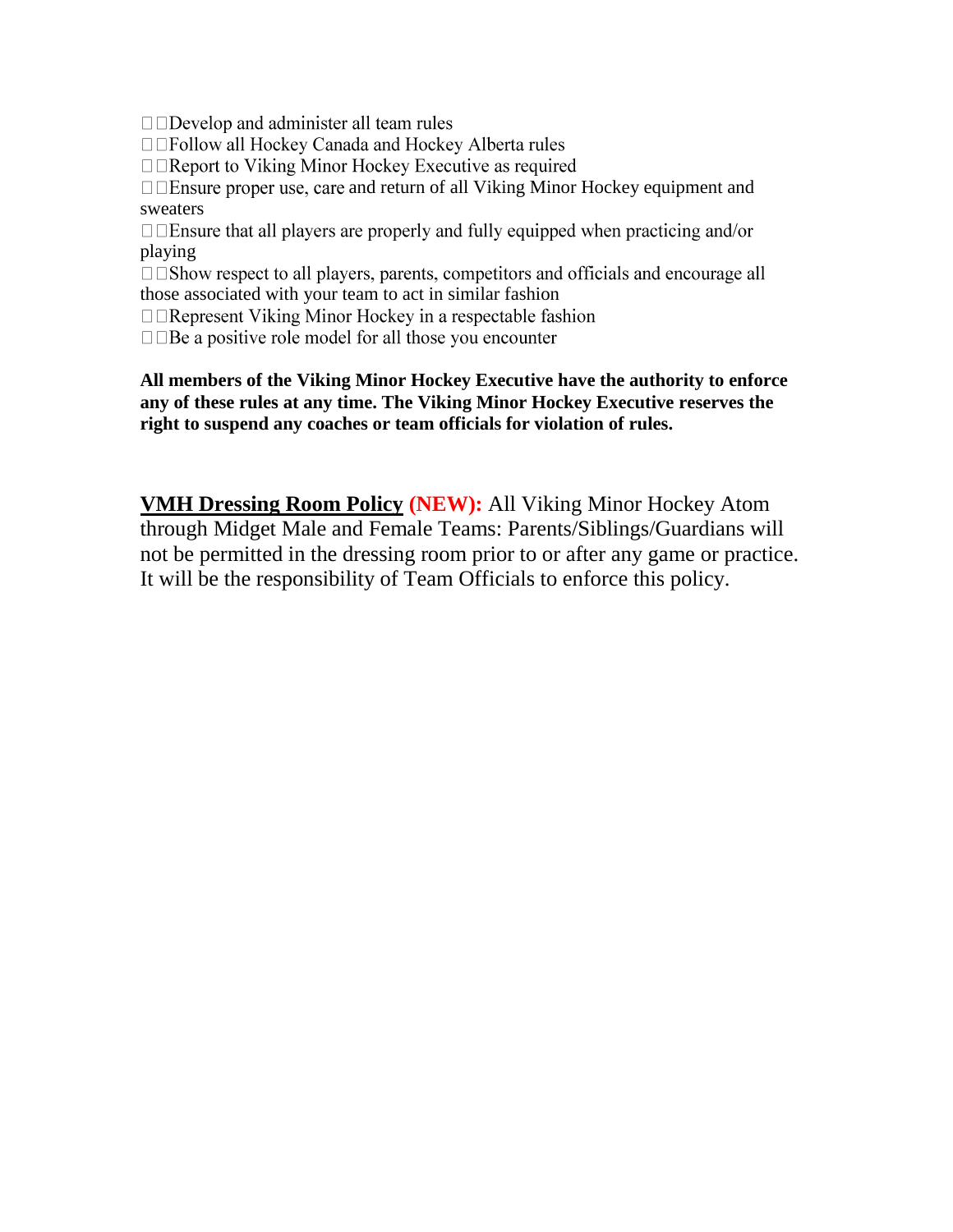- Develop and administer all team rules
- Follow all Hockey Canada and Hockey Alberta rules
- Report to Viking Minor Hockey Executive as required
- Ensure proper use, care and return of all Viking Minor Hockey equipment and sweaters
- Ensure that all players are properly and fully equipped when practicing and/or playing
- Show respect to all players, parents, competitors and officials and encourage all those associated with your team to act in similar fashion
- Represent Viking Minor Hockey in a respectable fashion
- Be a positive role model for all those you encounter

**All members of the Viking Minor Hockey Executive have the authority to enforce any of these rules at any time. The Viking Minor Hockey Executive reserves the right to suspend any coaches or team officials for violation of rules.**

**VMH Dressing Room Policy** **(NEW):** All Viking Minor Hockey Atom through Midget Male and Female Teams: Parents/Siblings/Guardians will not be permitted in the dressing room prior to or after any game or practice. It will be the responsibility of Team Officials to enforce this policy.